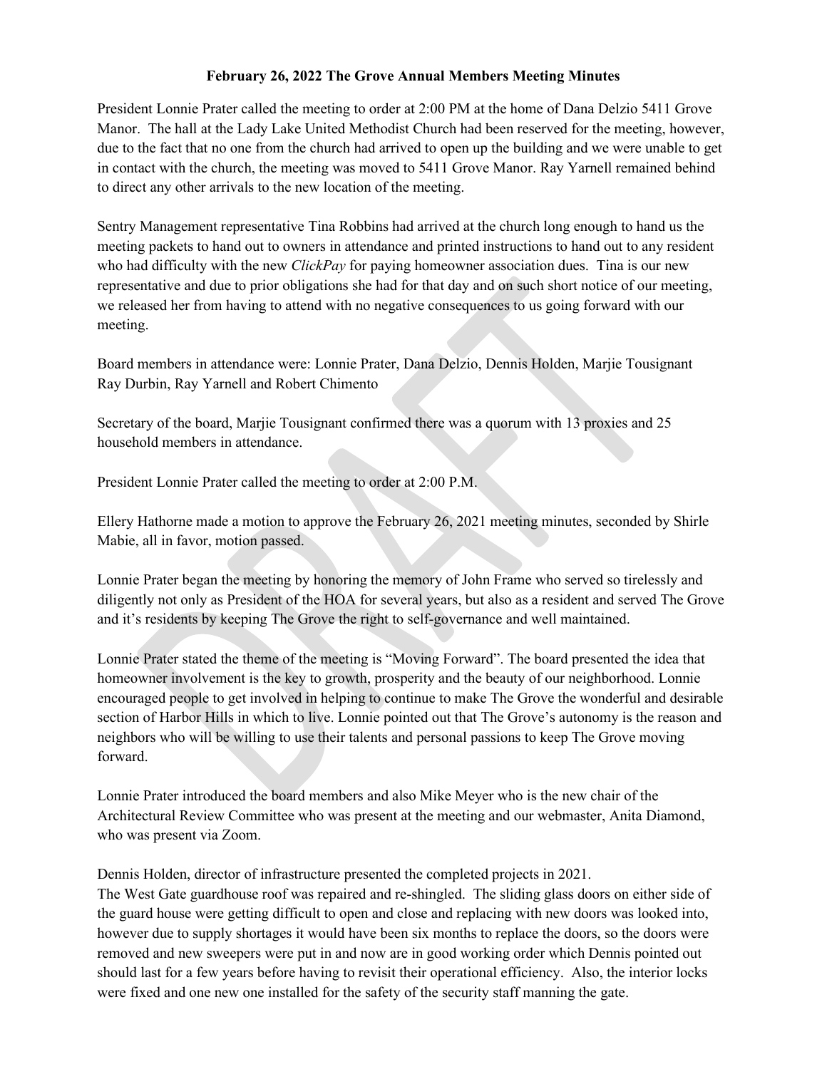**February 26, 2022 The Grove Annual Members Meeting Minutes**

President Lonnie Prater called the meeting to order at 2:00 PM at the home of Dana Delzio 5411 Grove Manor. The hall at the Lady Lake United Methodist Church had been reserved for the meeting, however, due to the fact that no one from the church had arrived to open up the building and we were unable to get in contact with the church, the meeting was moved to 5411 Grove Manor. Ray Yarnell remained behind to direct any other arrivals to the new location of the meeting.

Sentry Management representative Tina Robbins had arrived at the church long enough to hand us the meeting packets to hand out to owners in attendance and printed instructions to hand out to any resident who had difficulty with the new *ClickPay* for paying homeowner association dues. Tina is our new representative and due to prior obligations she had for that day and on such short notice of our meeting, we released her from having to attend with no negative consequences to us going forward with our meeting.

Board members in attendance were: Lonnie Prater, Dana Delzio, Dennis Holden, Marjie Tousignant Ray Durbin, Ray Yarnell and Robert Chimento

Secretary of the board, Marjie Tousignant confirmed there was a quorum with 13 proxies and 25 household members in attendance.

President Lonnie Prater called the meeting to order at 2:00 P.M.

Ellery Hathorne made a motion to approve the February 26, 2021 meeting minutes, seconded by Shirle Mabie, all in favor, motion passed.

Lonnie Prater began the meeting by honoring the memory of John Frame who served so tirelessly and diligently not only as President of the HOA for several years, but also as a resident and served The Grove and it's residents by keeping The Grove the right to self-governance and well maintained.

Lonnie Prater stated the theme of the meeting is "Moving Forward". The board presented the idea that homeowner involvement is the key to growth, prosperity and the beauty of our neighborhood. Lonnie encouraged people to get involved in helping to continue to make The Grove the wonderful and desirable section of Harbor Hills in which to live. Lonnie pointed out that The Grove's autonomy is the reason and neighbors who will be willing to use their talents and personal passions to keep The Grove moving forward.

Lonnie Prater introduced the board members and also Mike Meyer who is the new chair of the Architectural Review Committee who was present at the meeting and our webmaster, Anita Diamond, who was present via Zoom.

Dennis Holden, director of infrastructure presented the completed projects in 2021.
The West Gate guardhouse roof was repaired and re-shingled. The sliding glass doors on either side of the guard house were getting difficult to open and close and replacing with new doors was looked into, however due to supply shortages it would have been six months to replace the doors, so the doors were removed and new sweepers were put in and now are in good working order which Dennis pointed out should last for a few years before having to revisit their operational efficiency. Also, the interior locks were fixed and one new one installed for the safety of the security staff manning the gate.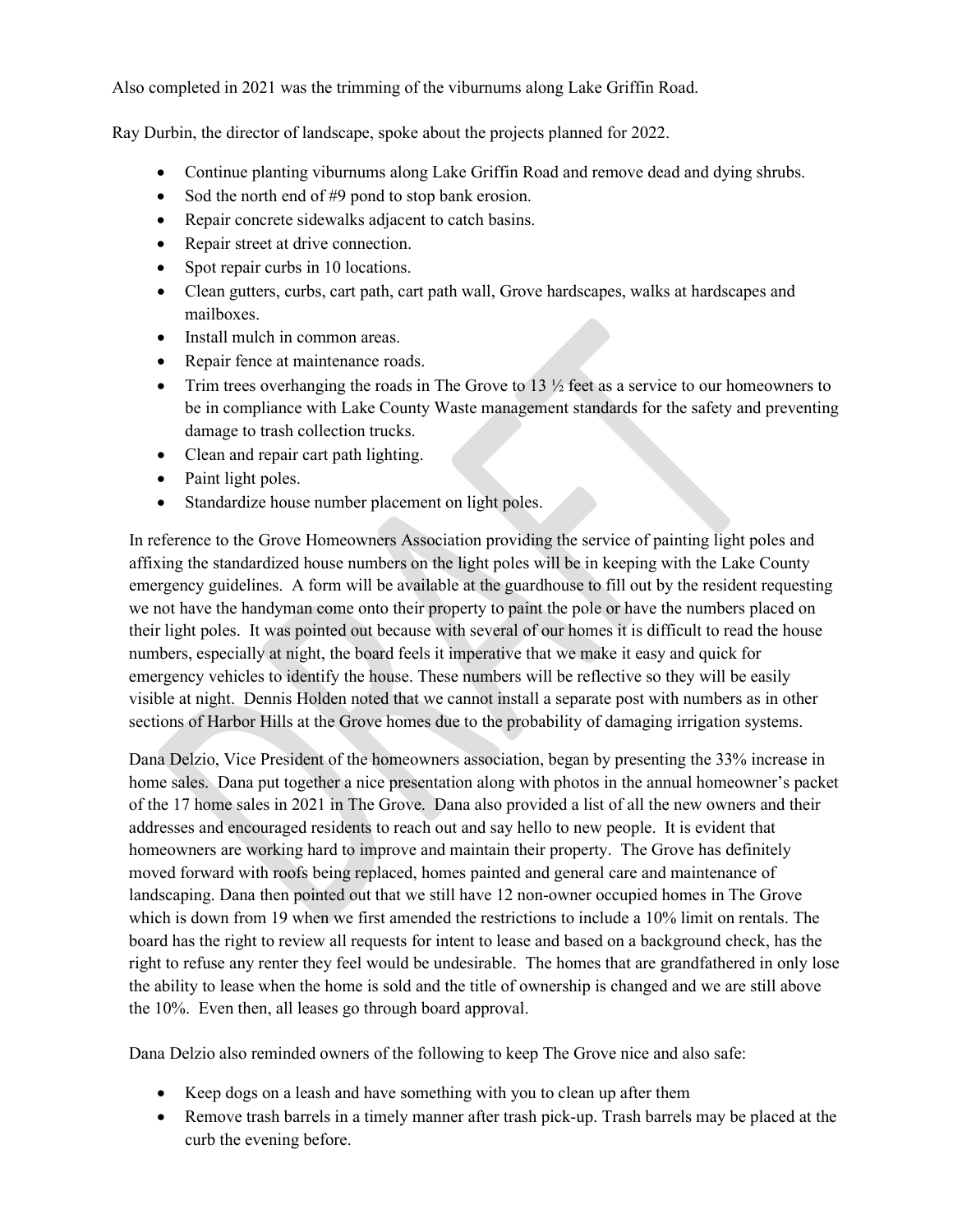Also completed in 2021 was the trimming of the viburnums along Lake Griffin Road.

Ray Durbin, the director of landscape, spoke about the projects planned for 2022.

- Continue planting viburnums along Lake Griffin Road and remove dead and dying shrubs.
- Sod the north end of #9 pond to stop bank erosion.
- Repair concrete sidewalks adjacent to catch basins.
- Repair street at drive connection.
- Spot repair curbs in 10 locations.
- Clean gutters, curbs, cart path, cart path wall, Grove hardscapes, walks at hardscapes and mailboxes.
- Install mulch in common areas.
- Repair fence at maintenance roads.
- Trim trees overhanging the roads in The Grove to 13 ½ feet as a service to our homeowners to be in compliance with Lake County Waste management standards for the safety and preventing damage to trash collection trucks.
- Clean and repair cart path lighting.
- Paint light poles.
- Standardize house number placement on light poles.

In reference to the Grove Homeowners Association providing the service of painting light poles and affixing the standardized house numbers on the light poles will be in keeping with the Lake County emergency guidelines. A form will be available at the guardhouse to fill out by the resident requesting we not have the handyman come onto their property to paint the pole or have the numbers placed on their light poles. It was pointed out because with several of our homes it is difficult to read the house numbers, especially at night, the board feels it imperative that we make it easy and quick for emergency vehicles to identify the house. These numbers will be reflective so they will be easily visible at night. Dennis Holden noted that we cannot install a separate post with numbers as in other sections of Harbor Hills at the Grove homes due to the probability of damaging irrigation systems.

Dana Delzio, Vice President of the homeowners association, began by presenting the 33% increase in home sales. Dana put together a nice presentation along with photos in the annual homeowner's packet of the 17 home sales in 2021 in The Grove. Dana also provided a list of all the new owners and their addresses and encouraged residents to reach out and say hello to new people. It is evident that homeowners are working hard to improve and maintain their property. The Grove has definitely moved forward with roofs being replaced, homes painted and general care and maintenance of landscaping. Dana then pointed out that we still have 12 non-owner occupied homes in The Grove which is down from 19 when we first amended the restrictions to include a 10% limit on rentals. The board has the right to review all requests for intent to lease and based on a background check, has the right to refuse any renter they feel would be undesirable. The homes that are grandfathered in only lose the ability to lease when the home is sold and the title of ownership is changed and we are still above the 10%. Even then, all leases go through board approval.

Dana Delzio also reminded owners of the following to keep The Grove nice and also safe:

- Keep dogs on a leash and have something with you to clean up after them
- Remove trash barrels in a timely manner after trash pick-up. Trash barrels may be placed at the curb the evening before.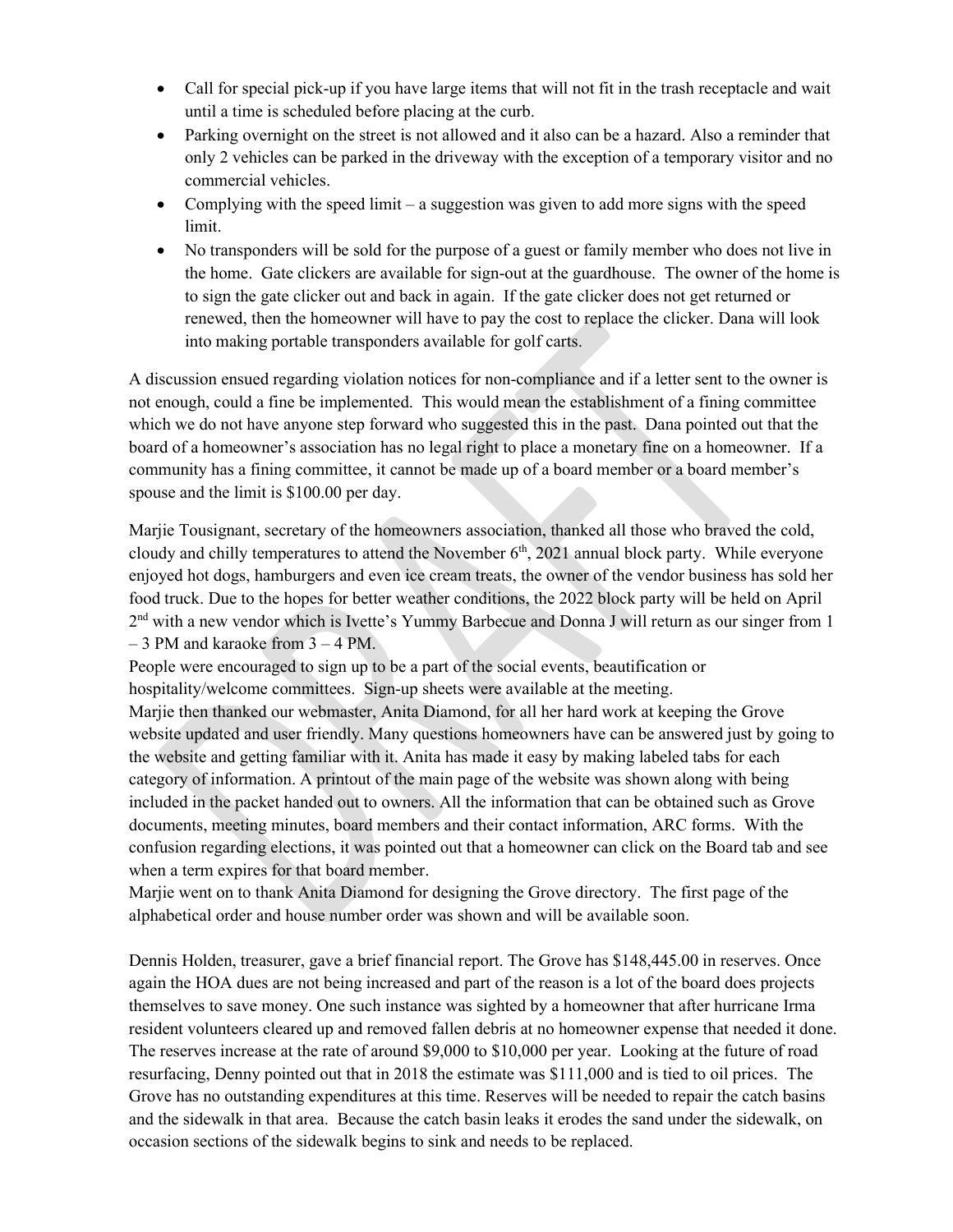- Call for special pick-up if you have large items that will not fit in the trash receptacle and wait until a time is scheduled before placing at the curb.
- Parking overnight on the street is not allowed and it also can be a hazard. Also a reminder that only 2 vehicles can be parked in the driveway with the exception of a temporary visitor and no commercial vehicles.
- Complying with the speed limit – a suggestion was given to add more signs with the speed limit.
- No transponders will be sold for the purpose of a guest or family member who does not live in the home. Gate clickers are available for sign-out at the guardhouse. The owner of the home is to sign the gate clicker out and back in again. If the gate clicker does not get returned or renewed, then the homeowner will have to pay the cost to replace the clicker. Dana will look into making portable transponders available for golf carts.

A discussion ensued regarding violation notices for non-compliance and if a letter sent to the owner is not enough, could a fine be implemented. This would mean the establishment of a fining committee which we do not have anyone step forward who suggested this in the past. Dana pointed out that the board of a homeowner's association has no legal right to place a monetary fine on a homeowner. If a community has a fining committee, it cannot be made up of a board member or a board member's spouse and the limit is $100.00 per day.

Marjie Tousignant, secretary of the homeowners association, thanked all those who braved the cold, cloudy and chilly temperatures to attend the November 6th, 2021 annual block party. While everyone enjoyed hot dogs, hamburgers and even ice cream treats, the owner of the vendor business has sold her food truck. Due to the hopes for better weather conditions, the 2022 block party will be held on April 2nd with a new vendor which is Ivette's Yummy Barbecue and Donna J will return as our singer from 1 – 3 PM and karaoke from 3 – 4 PM.
People were encouraged to sign up to be a part of the social events, beautification or hospitality/welcome committees. Sign-up sheets were available at the meeting.
Marjie then thanked our webmaster, Anita Diamond, for all her hard work at keeping the Grove website updated and user friendly. Many questions homeowners have can be answered just by going to the website and getting familiar with it. Anita has made it easy by making labeled tabs for each category of information. A printout of the main page of the website was shown along with being included in the packet handed out to owners. All the information that can be obtained such as Grove documents, meeting minutes, board members and their contact information, ARC forms. With the confusion regarding elections, it was pointed out that a homeowner can click on the Board tab and see when a term expires for that board member.
Marjie went on to thank Anita Diamond for designing the Grove directory. The first page of the alphabetical order and house number order was shown and will be available soon.

Dennis Holden, treasurer, gave a brief financial report. The Grove has $148,445.00 in reserves. Once again the HOA dues are not being increased and part of the reason is a lot of the board does projects themselves to save money. One such instance was sighted by a homeowner that after hurricane Irma resident volunteers cleared up and removed fallen debris at no homeowner expense that needed it done. The reserves increase at the rate of around $9,000 to $10,000 per year. Looking at the future of road resurfacing, Denny pointed out that in 2018 the estimate was $111,000 and is tied to oil prices. The Grove has no outstanding expenditures at this time. Reserves will be needed to repair the catch basins and the sidewalk in that area. Because the catch basin leaks it erodes the sand under the sidewalk, on occasion sections of the sidewalk begins to sink and needs to be replaced.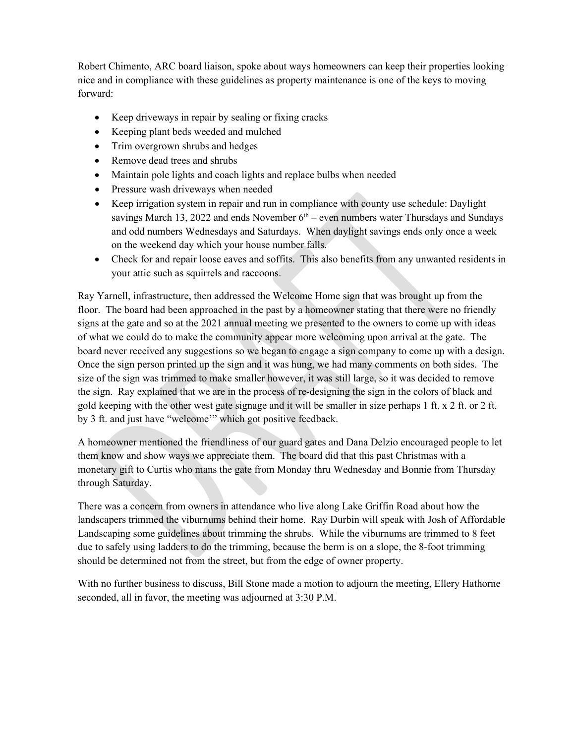Robert Chimento, ARC board liaison, spoke about ways homeowners can keep their properties looking nice and in compliance with these guidelines as property maintenance is one of the keys to moving forward:

- Keep driveways in repair by sealing or fixing cracks
- Keeping plant beds weeded and mulched
- Trim overgrown shrubs and hedges
- Remove dead trees and shrubs
- Maintain pole lights and coach lights and replace bulbs when needed
- Pressure wash driveways when needed
- Keep irrigation system in repair and run in compliance with county use schedule: Daylight savings March 13, 2022 and ends November 6th – even numbers water Thursdays and Sundays and odd numbers Wednesdays and Saturdays. When daylight savings ends only once a week on the weekend day which your house number falls.
- Check for and repair loose eaves and soffits. This also benefits from any unwanted residents in your attic such as squirrels and raccoons.

Ray Yarnell, infrastructure, then addressed the Welcome Home sign that was brought up from the floor. The board had been approached in the past by a homeowner stating that there were no friendly signs at the gate and so at the 2021 annual meeting we presented to the owners to come up with ideas of what we could do to make the community appear more welcoming upon arrival at the gate. The board never received any suggestions so we began to engage a sign company to come up with a design. Once the sign person printed up the sign and it was hung, we had many comments on both sides. The size of the sign was trimmed to make smaller however, it was still large, so it was decided to remove the sign. Ray explained that we are in the process of re-designing the sign in the colors of black and gold keeping with the other west gate signage and it will be smaller in size perhaps 1 ft. x 2 ft. or 2 ft. by 3 ft. and just have "welcome'" which got positive feedback.

A homeowner mentioned the friendliness of our guard gates and Dana Delzio encouraged people to let them know and show ways we appreciate them. The board did that this past Christmas with a monetary gift to Curtis who mans the gate from Monday thru Wednesday and Bonnie from Thursday through Saturday.

There was a concern from owners in attendance who live along Lake Griffin Road about how the landscapers trimmed the viburnums behind their home. Ray Durbin will speak with Josh of Affordable Landscaping some guidelines about trimming the shrubs. While the viburnums are trimmed to 8 feet due to safely using ladders to do the trimming, because the berm is on a slope, the 8-foot trimming should be determined not from the street, but from the edge of owner property.

With no further business to discuss, Bill Stone made a motion to adjourn the meeting, Ellery Hathorne seconded, all in favor, the meeting was adjourned at 3:30 P.M.